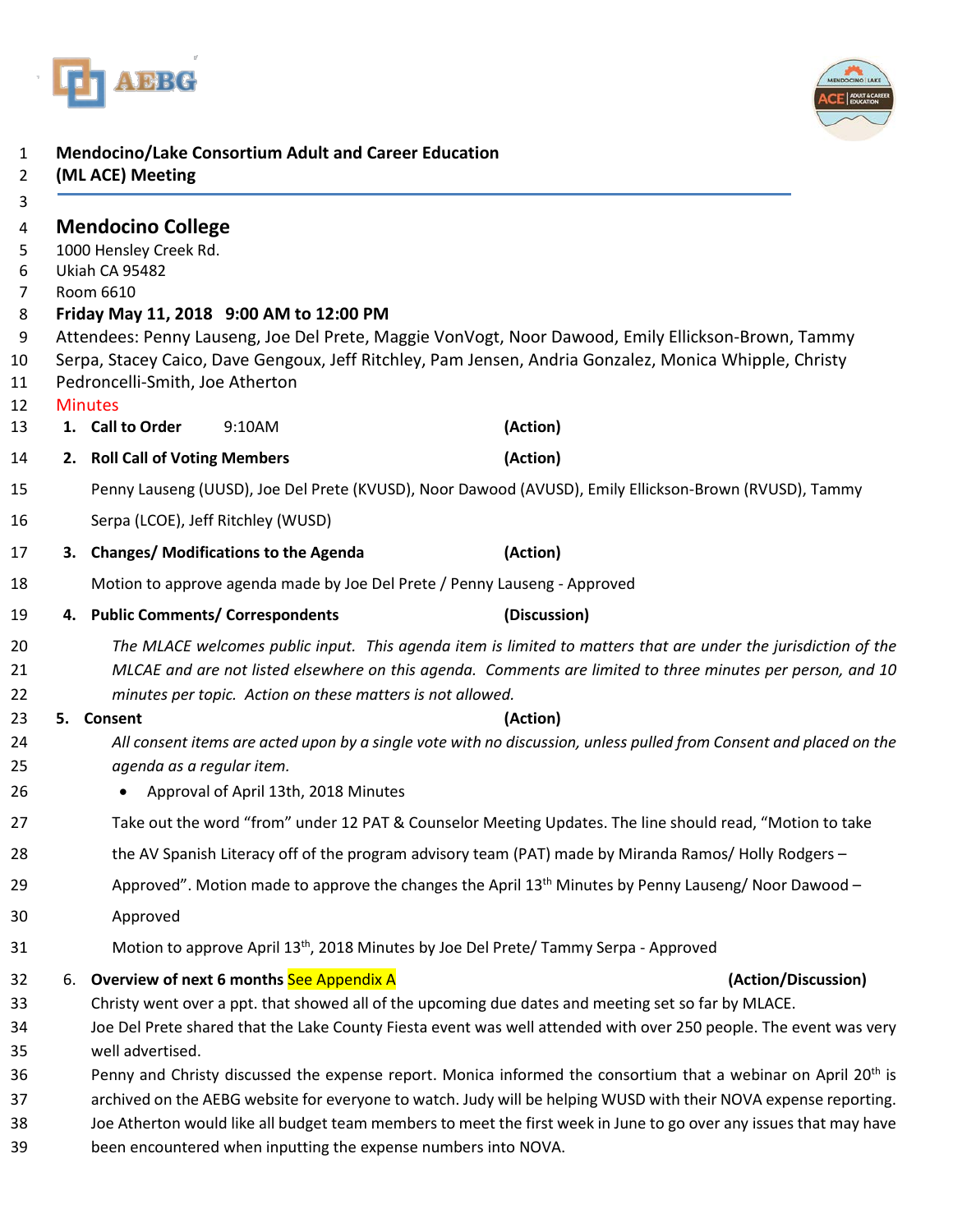**Mendocino/Lake Consortium Adult and Career Education (ML ACE) Meeting**

## Mendocino College

1000 Hensley Creek Rd.
Ukiah CA 95482
Room 6610

**Friday May 11, 2018 9:00 AM to 12:00 PM**

Attendees: Penny Lauseng, Joe Del Prete, Maggie VonVogt, Noor Dawood, Emily Ellickson-Brown, Tammy Serpa, Stacey Caico, Dave Gengoux, Jeff Ritchley, Pam Jensen, Andria Gonzalez, Monica Whipple, Christy Pedroncelli-Smith, Joe Atherton

Minutes

1. **Call to Order** 9:10AM **(Action)**
2. **Roll Call of Voting Members** **(Action)**

   Penny Lauseng (UUSD), Joe Del Prete (KVUSD), Noor Dawood (AVUSD), Emily Ellickson-Brown (RVUSD), Tammy Serpa (LCOE), Jeff Ritchley (WUSD)

3. **Changes/ Modifications to the Agenda** **(Action)**

   Motion to approve agenda made by Joe Del Prete / Penny Lauseng - Approved

4. **Public Comments/ Correspondents** **(Discussion)**

   *The MLACE welcomes public input. This agenda item is limited to matters that are under the jurisdiction of the MLCAE and are not listed elsewhere on this agenda. Comments are limited to three minutes per person, and 10 minutes per topic. Action on these matters is not allowed.*

5. **Consent** **(Action)**

   *All consent items are acted upon by a single vote with no discussion, unless pulled from Consent and placed on the agenda as a regular item.*

   - Approval of April 13th, 2018 Minutes

   Take out the word "from" under 12 PAT & Counselor Meeting Updates. The line should read, "Motion to take the AV Spanish Literacy off of the program advisory team (PAT) made by Miranda Ramos/ Holly Rodgers – Approved". Motion made to approve the changes the April 13th Minutes by Penny Lauseng/ Noor Dawood – Approved

   Motion to approve April 13th, 2018 Minutes by Joe Del Prete/ Tammy Serpa - Approved

6. **Overview of next 6 months** See Appendix A **(Action/Discussion)**

   Christy went over a ppt. that showed all of the upcoming due dates and meeting set so far by MLACE.

   Joe Del Prete shared that the Lake County Fiesta event was well attended with over 250 people. The event was very well advertised.

   Penny and Christy discussed the expense report. Monica informed the consortium that a webinar on April 20th is archived on the AEBG website for everyone to watch. Judy will be helping WUSD with their NOVA expense reporting. Joe Atherton would like all budget team members to meet the first week in June to go over any issues that may have been encountered when inputting the expense numbers into NOVA.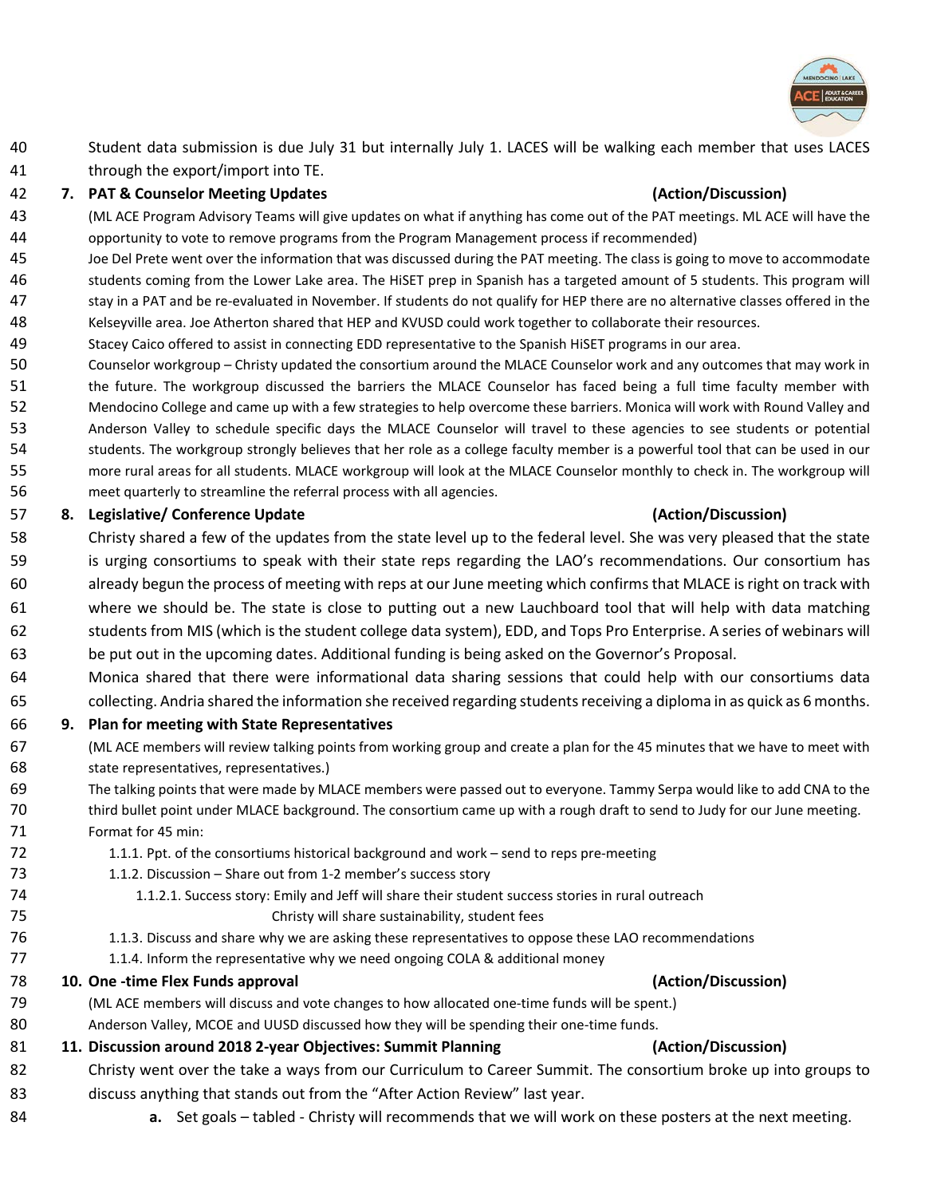Student data submission is due July 31 but internally July 1. LACES will be walking each member that uses LACES through the export/import into TE.

**7. PAT & Counselor Meeting Updates** **(Action/Discussion)**

(ML ACE Program Advisory Teams will give updates on what if anything has come out of the PAT meetings. ML ACE will have the opportunity to vote to remove programs from the Program Management process if recommended)

Joe Del Prete went over the information that was discussed during the PAT meeting. The class is going to move to accommodate students coming from the Lower Lake area. The HiSET prep in Spanish has a targeted amount of 5 students. This program will stay in a PAT and be re-evaluated in November. If students do not qualify for HEP there are no alternative classes offered in the Kelseyville area. Joe Atherton shared that HEP and KVUSD could work together to collaborate their resources.

Stacey Caico offered to assist in connecting EDD representative to the Spanish HiSET programs in our area.

Counselor workgroup – Christy updated the consortium around the MLACE Counselor work and any outcomes that may work in the future. The workgroup discussed the barriers the MLACE Counselor has faced being a full time faculty member with Mendocino College and came up with a few strategies to help overcome these barriers. Monica will work with Round Valley and Anderson Valley to schedule specific days the MLACE Counselor will travel to these agencies to see students or potential students. The workgroup strongly believes that her role as a college faculty member is a powerful tool that can be used in our more rural areas for all students. MLACE workgroup will look at the MLACE Counselor monthly to check in. The workgroup will meet quarterly to streamline the referral process with all agencies.

**8. Legislative/ Conference Update** **(Action/Discussion)**

Christy shared a few of the updates from the state level up to the federal level. She was very pleased that the state is urging consortiums to speak with their state reps regarding the LAO's recommendations. Our consortium has already begun the process of meeting with reps at our June meeting which confirms that MLACE is right on track with where we should be. The state is close to putting out a new Lauchboard tool that will help with data matching students from MIS (which is the student college data system), EDD, and Tops Pro Enterprise. A series of webinars will be put out in the upcoming dates. Additional funding is being asked on the Governor's Proposal.

Monica shared that there were informational data sharing sessions that could help with our consortiums data collecting. Andria shared the information she received regarding students receiving a diploma in as quick as 6 months.

**9. Plan for meeting with State Representatives**

(ML ACE members will review talking points from working group and create a plan for the 45 minutes that we have to meet with state representatives, representatives.)

The talking points that were made by MLACE members were passed out to everyone. Tammy Serpa would like to add CNA to the third bullet point under MLACE background. The consortium came up with a rough draft to send to Judy for our June meeting.

Format for 45 min:

- 1.1.1. Ppt. of the consortiums historical background and work – send to reps pre-meeting
- 1.1.2. Discussion – Share out from 1-2 member's success story
  - 1.1.2.1. Success story: Emily and Jeff will share their student success stories in rural outreach
    Christy will share sustainability, student fees
- 1.1.3. Discuss and share why we are asking these representatives to oppose these LAO recommendations
- 1.1.4. Inform the representative why we need ongoing COLA & additional money

**10. One -time Flex Funds approval** **(Action/Discussion)**

(ML ACE members will discuss and vote changes to how allocated one-time funds will be spent.)

Anderson Valley, MCOE and UUSD discussed how they will be spending their one-time funds.

**11. Discussion around 2018 2-year Objectives: Summit Planning** **(Action/Discussion)**

Christy went over the take a ways from our Curriculum to Career Summit. The consortium broke up into groups to discuss anything that stands out from the "After Action Review" last year.

a. Set goals – tabled - Christy will recommends that we will work on these posters at the next meeting.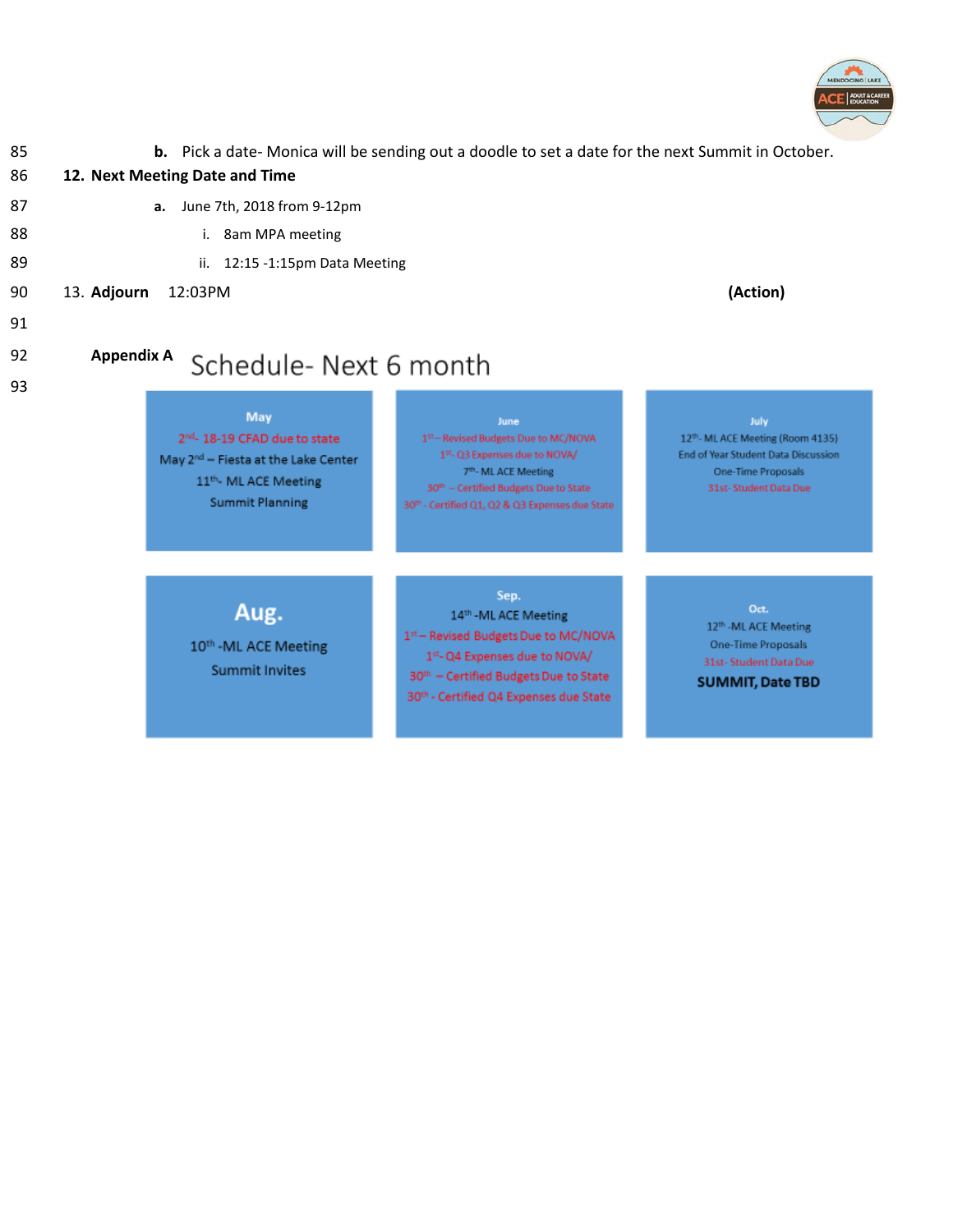b. Pick a date- Monica will be sending out a doodle to set a date for the next Summit in October.

**12. Next Meeting Date and Time**

a. June 7th, 2018 from 9-12pm

i. 8am MPA meeting

ii. 12:15 -1:15pm Data Meeting

**13. Adjourn** 12:03PM **(Action)**

**Appendix A** Schedule- Next 6 month

**May**
2nd- 18-19 CFAD due to state
May 2nd – Fiesta at the Lake Center
11th- ML ACE Meeting
Summit Planning

**June**
1st – Revised Budgets Due to MC/NOVA
1st- Q3 Expenses due to NOVA/
7th- ML ACE Meeting
30th – Certified Budgets Due to State
30th - Certified Q1, Q2 & Q3 Expenses due State

**July**
12th- ML ACE Meeting (Room 4135)
End of Year Student Data Discussion
One-Time Proposals
31st- Student Data Due

**Aug.**
10th -ML ACE Meeting
Summit Invites

**Sep.**
14th -ML ACE Meeting
1st – Revised Budgets Due to MC/NOVA
1st- Q4 Expenses due to NOVA/
30th – Certified Budgets Due to State
30th - Certified Q4 Expenses due State

**Oct.**
12th -ML ACE Meeting
One-Time Proposals
31st- Student Data Due
**SUMMIT, Date TBD**